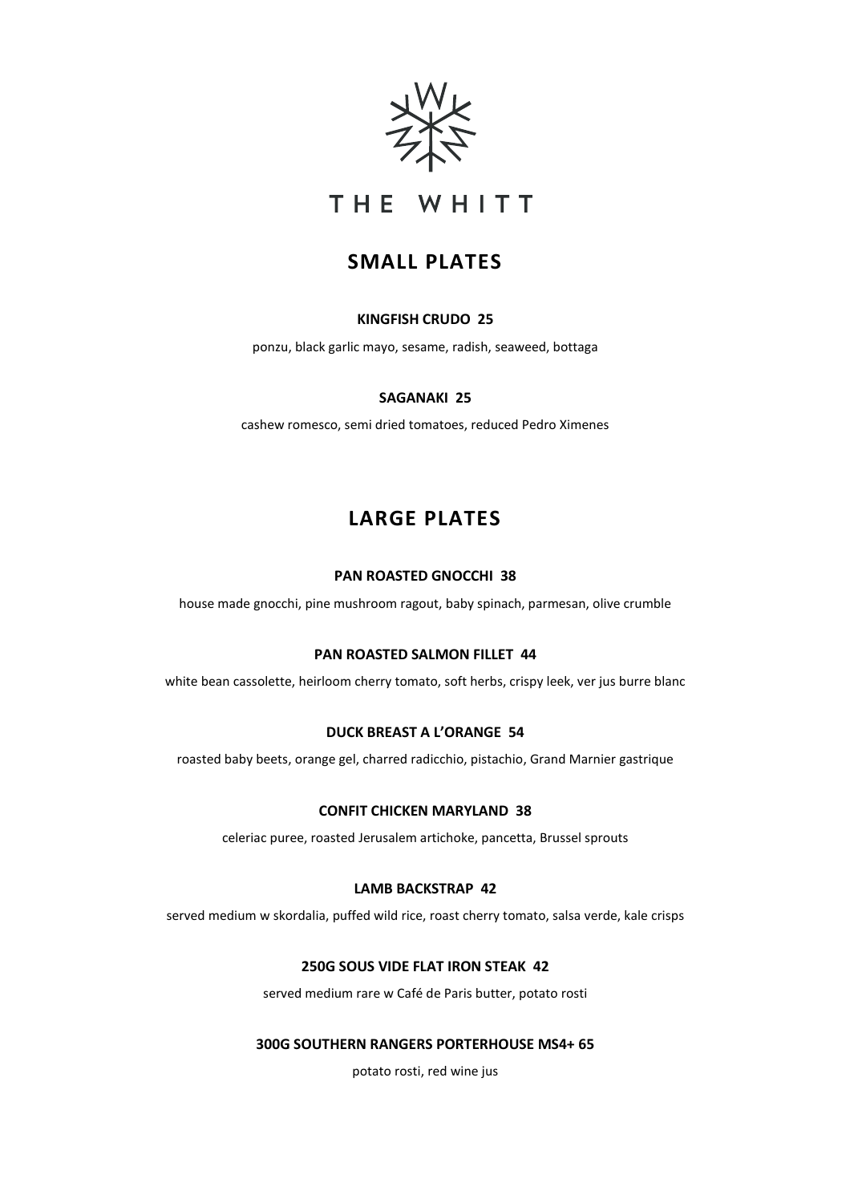# THE WHITT

## SMALL PLATES

**KINGFISH CRUDO 25**

ponzu, black garlic mayo, sesame, radish, seaweed, bottaga

**SAGANAKI 25**

cashew romesco, semi dried tomatoes, reduced Pedro Ximenes

## LARGE PLATES

**PAN ROASTED GNOCCHI 38**

house made gnocchi, pine mushroom ragout, baby spinach, parmesan, olive crumble

**PAN ROASTED SALMON FILLET 44**

white bean cassolette, heirloom cherry tomato, soft herbs, crispy leek, ver jus burre blanc

**DUCK BREAST A L'ORANGE 54**

roasted baby beets, orange gel, charred radicchio, pistachio, Grand Marnier gastrique

**CONFIT CHICKEN MARYLAND 38**

celeriac puree, roasted Jerusalem artichoke, pancetta, Brussel sprouts

**LAMB BACKSTRAP 42**

served medium w skordalia, puffed wild rice, roast cherry tomato, salsa verde, kale crisps

**250G SOUS VIDE FLAT IRON STEAK 42**

served medium rare w Café de Paris butter, potato rosti

**300G SOUTHERN RANGERS PORTERHOUSE MS4+ 65**

potato rosti, red wine jus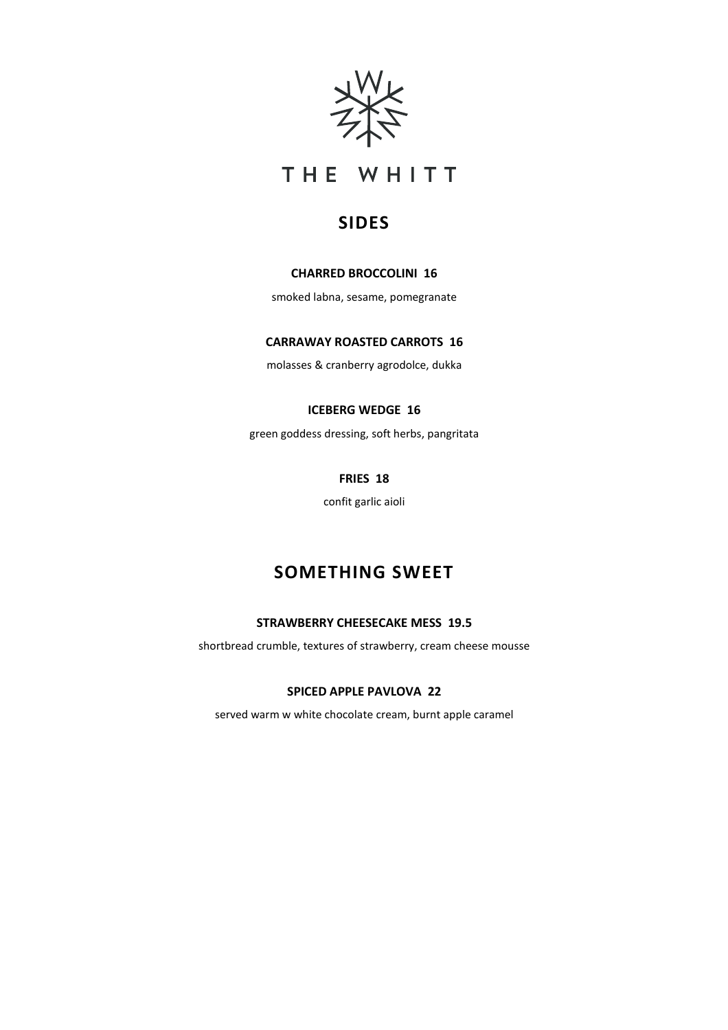# THE WHITT

## SIDES

**CHARRED BROCCOLINI 16**

smoked labna, sesame, pomegranate

**CARRAWAY ROASTED CARROTS 16**

molasses & cranberry agrodolce, dukka

**ICEBERG WEDGE 16**

green goddess dressing, soft herbs, pangritata

**FRIES 18**

confit garlic aioli

## SOMETHING SWEET

**STRAWBERRY CHEESECAKE MESS 19.5**

shortbread crumble, textures of strawberry, cream cheese mousse

**SPICED APPLE PAVLOVA 22**

served warm w white chocolate cream, burnt apple caramel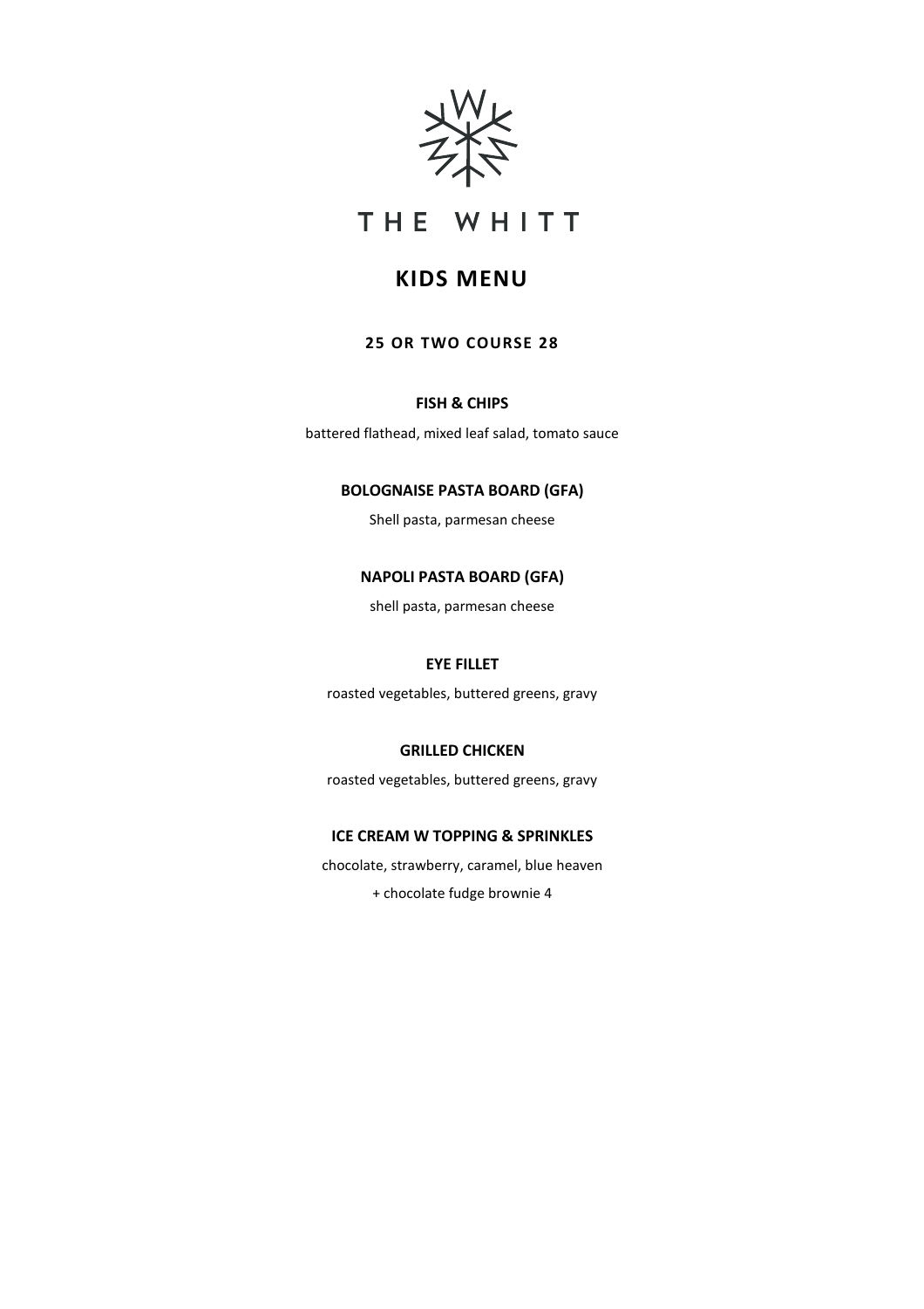THE WHITT

# KIDS MENU

**25 OR TWO COURSE 28**

**FISH & CHIPS**

battered flathead, mixed leaf salad, tomato sauce

**BOLOGNAISE PASTA BOARD (GFA)**

Shell pasta, parmesan cheese

**NAPOLI PASTA BOARD (GFA)**

shell pasta, parmesan cheese

**EYE FILLET**

roasted vegetables, buttered greens, gravy

**GRILLED CHICKEN**

roasted vegetables, buttered greens, gravy

**ICE CREAM W TOPPING & SPRINKLES**

chocolate, strawberry, caramel, blue heaven

+ chocolate fudge brownie 4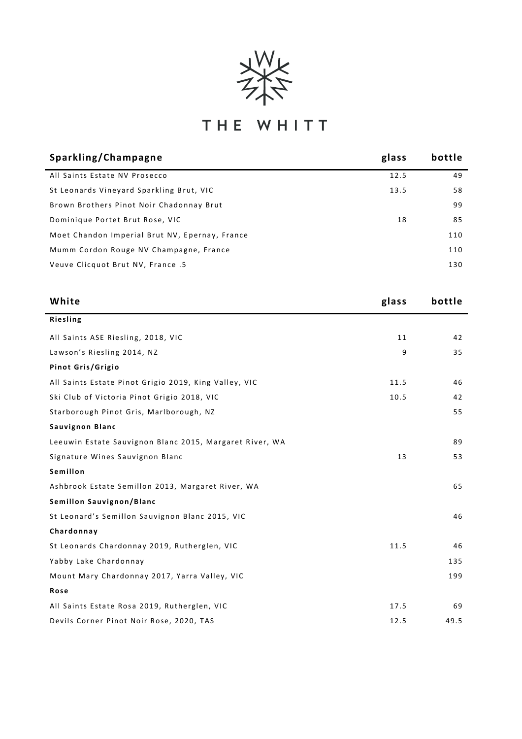# THE WHITT

| Sparkling/Champagne | glass | bottle |
| --- | --- | --- |
| All Saints Estate NV Prosecco | 12.5 | 49 |
| St Leonards Vineyard Sparkling Brut, VIC | 13.5 | 58 |
| Brown Brothers Pinot Noir Chadonnay Brut | | 99 |
| Dominique Portet Brut Rose, VIC | 18 | 85 |
| Moet Chandon Imperial Brut NV, Epernay, France | | 110 |
| Mumm Cordon Rouge NV Champagne, France | | 110 |
| Veuve Clicquot Brut NV, France .5 | | 130 |

| White | glass | bottle |
| --- | --- | --- |
| **Riesling** | | |
| All Saints ASE Riesling, 2018, VIC | 11 | 42 |
| Lawson's Riesling 2014, NZ | 9 | 35 |
| **Pinot Gris/Grigio** | | |
| All Saints Estate Pinot Grigio 2019, King Valley, VIC | 11.5 | 46 |
| Ski Club of Victoria Pinot Grigio 2018, VIC | 10.5 | 42 |
| Starborough Pinot Gris, Marlborough, NZ | | 55 |
| **Sauvignon Blanc** | | |
| Leeuwin Estate Sauvignon Blanc 2015, Margaret River, WA | | 89 |
| Signature Wines Sauvignon Blanc | 13 | 53 |
| **Semillon** | | |
| Ashbrook Estate Semillon 2013, Margaret River, WA | | 65 |
| **Semillon Sauvignon/Blanc** | | |
| St Leonard's Semillon Sauvignon Blanc 2015, VIC | | 46 |
| **Chardonnay** | | |
| St Leonards Chardonnay 2019, Rutherglen, VIC | 11.5 | 46 |
| Yabby Lake Chardonnay | | 135 |
| Mount Mary Chardonnay 2017, Yarra Valley, VIC | | 199 |
| **Rose** | | |
| All Saints Estate Rosa 2019, Rutherglen, VIC | 17.5 | 69 |
| Devils Corner Pinot Noir Rose, 2020, TAS | 12.5 | 49.5 |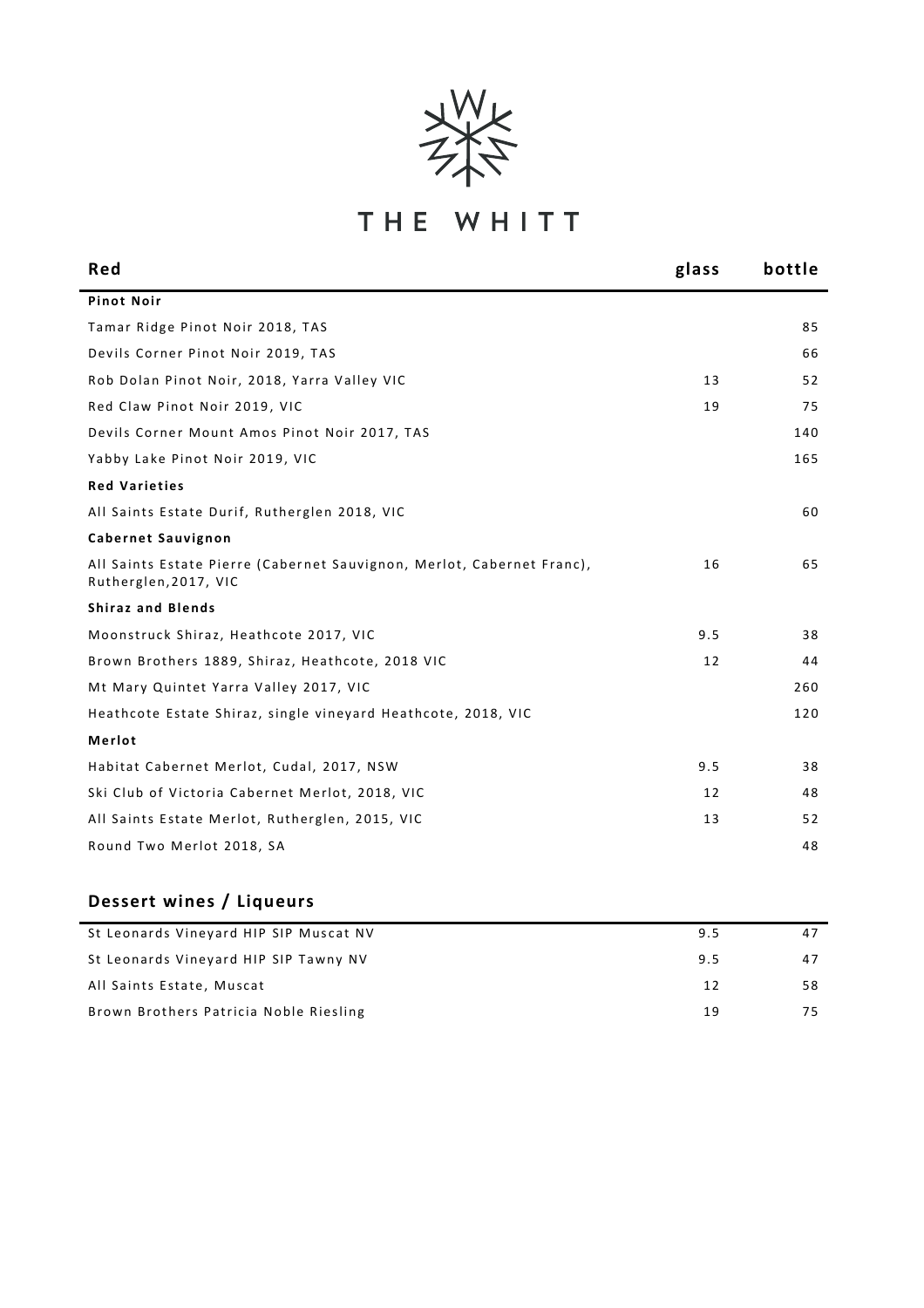# THE WHITT

| Red | glass | bottle |
| --- | --- | --- |
| **Pinot Noir** | | |
| Tamar Ridge Pinot Noir 2018, TAS | | 85 |
| Devils Corner Pinot Noir 2019, TAS | | 66 |
| Rob Dolan Pinot Noir, 2018, Yarra Valley VIC | 13 | 52 |
| Red Claw Pinot Noir 2019, VIC | 19 | 75 |
| Devils Corner Mount Amos Pinot Noir 2017, TAS | | 140 |
| Yabby Lake Pinot Noir 2019, VIC | | 165 |
| **Red Varieties** | | |
| All Saints Estate Durif, Rutherglen 2018, VIC | | 60 |
| **Cabernet Sauvignon** | | |
| All Saints Estate Pierre (Cabernet Sauvignon, Merlot, Cabernet Franc), Rutherglen,2017, VIC | 16 | 65 |
| **Shiraz and Blends** | | |
| Moonstruck Shiraz, Heathcote 2017, VIC | 9.5 | 38 |
| Brown Brothers 1889, Shiraz, Heathcote, 2018 VIC | 12 | 44 |
| Mt Mary Quintet Yarra Valley 2017, VIC | | 260 |
| Heathcote Estate Shiraz, single vineyard Heathcote, 2018, VIC | | 120 |
| **Merlot** | | |
| Habitat Cabernet Merlot, Cudal, 2017, NSW | 9.5 | 38 |
| Ski Club of Victoria Cabernet Merlot, 2018, VIC | 12 | 48 |
| All Saints Estate Merlot, Rutherglen, 2015, VIC | 13 | 52 |
| Round Two Merlot 2018, SA | | 48 |

## Dessert wines / Liqueurs

| | | |
| --- | --- | --- |
| St Leonards Vineyard HIP SIP Muscat NV | 9.5 | 47 |
| St Leonards Vineyard HIP SIP Tawny NV | 9.5 | 47 |
| All Saints Estate, Muscat | 12 | 58 |
| Brown Brothers Patricia Noble Riesling | 19 | 75 |